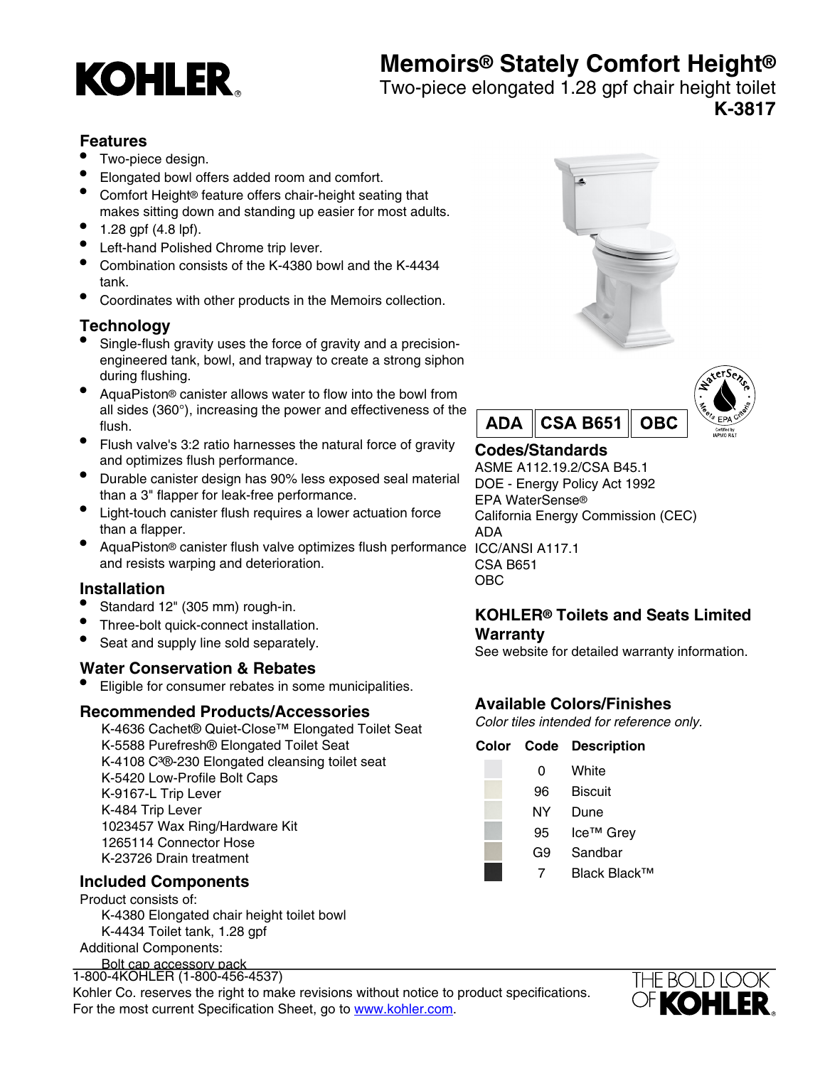# KOHLER

## Memoirs® Stately Comfort Height®

Two-piece elongated 1.28 gpf chair height toilet

**K-3817**

### Features

- Two-piece design.
- Elongated bowl offers added room and comfort.
- Comfort Height® feature offers chair-height seating that makes sitting down and standing up easier for most adults.
- 1.28 gpf (4.8 lpf).
- Left-hand Polished Chrome trip lever.
- Combination consists of the K-4380 bowl and the K-4434 tank.
- Coordinates with other products in the Memoirs collection.

### Technology

- Single-flush gravity uses the force of gravity and a precision-engineered tank, bowl, and trapway to create a strong siphon during flushing.
- AquaPiston® canister allows water to flow into the bowl from all sides (360°), increasing the power and effectiveness of the flush.
- Flush valve's 3:2 ratio harnesses the natural force of gravity and optimizes flush performance.
- Durable canister design has 90% less exposed seal material than a 3" flapper for leak-free performance.
- Light-touch canister flush requires a lower actuation force than a flapper.
- AquaPiston® canister flush valve optimizes flush performance and resists warping and deterioration.

### Installation

- Standard 12" (305 mm) rough-in.
- Three-bolt quick-connect installation.
- Seat and supply line sold separately.

### Water Conservation & Rebates

- Eligible for consumer rebates in some municipalities.

### Recommended Products/Accessories

K-4636 Cachet® Quiet-Close™ Elongated Toilet Seat
K-5588 Purefresh® Elongated Toilet Seat
K-4108 C³®-230 Elongated cleansing toilet seat
K-5420 Low-Profile Bolt Caps
K-9167-L Trip Lever
K-484 Trip Lever
1023457 Wax Ring/Hardware Kit
1265114 Connector Hose
K-23726 Drain treatment

### Included Components

Product consists of:
K-4380 Elongated chair height toilet bowl
K-4434 Toilet tank, 1.28 gpf
Additional Components:
Bolt cap accessory pack

ADA | CSA B651 | OBC

### Codes/Standards

ASME A112.19.2/CSA B45.1
DOE - Energy Policy Act 1992
EPA WaterSense®
California Energy Commission (CEC)
ADA
ICC/ANSI A117.1
CSA B651
OBC

### KOHLER® Toilets and Seats Limited Warranty

See website for detailed warranty information.

### Available Colors/Finishes

*Color tiles intended for reference only.*

| Color | Code | Description |
|---|---|---|
| | 0 | White |
| | 96 | Biscuit |
| | NY | Dune |
| | 95 | Ice™ Grey |
| | G9 | Sandbar |
| | 7 | Black Black™ |

1-800-4KOHLER (1-800-456-4537)
Kohler Co. reserves the right to make revisions without notice to product specifications.
For the most current Specification Sheet, go to www.kohler.com.

THE BOLD LOOK OF KOHLER.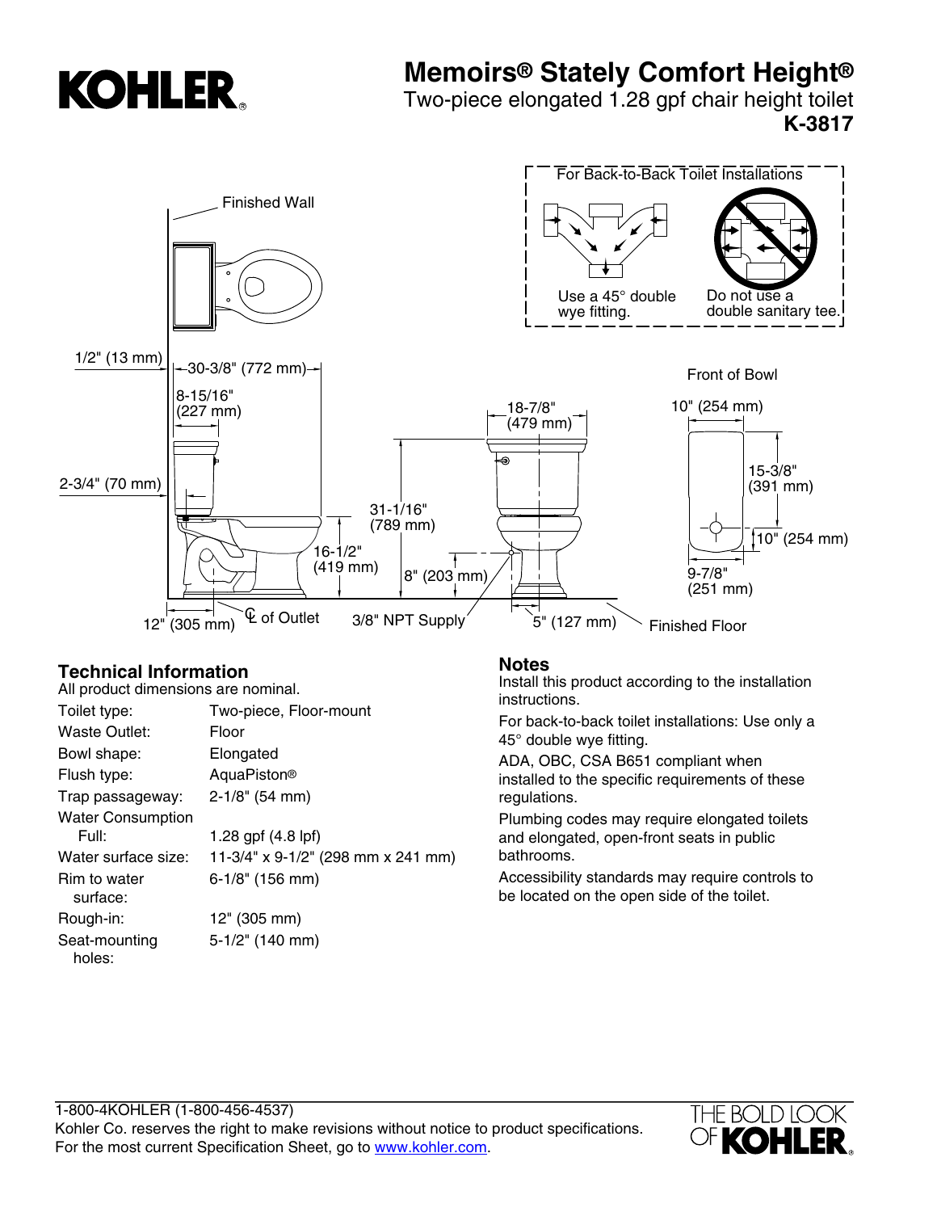KOHLER

# Memoirs® Stately Comfort Height®

Two-piece elongated 1.28 gpf chair height toilet

**K-3817**

For Back-to-Back Toilet Installations

Use a 45° double wye fitting.

Do not use a double sanitary tee.

Finished Wall

1/2" (13 mm)

30-3/8" (772 mm)

8-15/16" (227 mm)

2-3/4" (70 mm)

16-1/2" (419 mm)

31-1/16" (789 mm)

8" (203 mm)

18-7/8" (479 mm)

12" (305 mm)

℄ of Outlet

3/8" NPT Supply

5" (127 mm)

Finished Floor

Front of Bowl

10" (254 mm)

15-3/8" (391 mm)

10" (254 mm)

9-7/8" (251 mm)

## Technical Information

All product dimensions are nominal.

| | |
|---|---|
| Toilet type: | Two-piece, Floor-mount |
| Waste Outlet: | Floor |
| Bowl shape: | Elongated |
| Flush type: | AquaPiston® |
| Trap passageway: | 2-1/8" (54 mm) |
| Water Consumption Full: | 1.28 gpf (4.8 lpf) |
| Water surface size: | 11-3/4" x 9-1/2" (298 mm x 241 mm) |
| Rim to water surface: | 6-1/8" (156 mm) |
| Rough-in: | 12" (305 mm) |
| Seat-mounting holes: | 5-1/2" (140 mm) |

## Notes

Install this product according to the installation instructions.

For back-to-back toilet installations: Use only a 45° double wye fitting.

ADA, OBC, CSA B651 compliant when installed to the specific requirements of these regulations.

Plumbing codes may require elongated toilets and elongated, open-front seats in public bathrooms.

Accessibility standards may require controls to be located on the open side of the toilet.

1-800-4KOHLER (1-800-456-4537)

Kohler Co. reserves the right to make revisions without notice to product specifications.

For the most current Specification Sheet, go to www.kohler.com.

THE BOLD LOOK OF KOHLER.